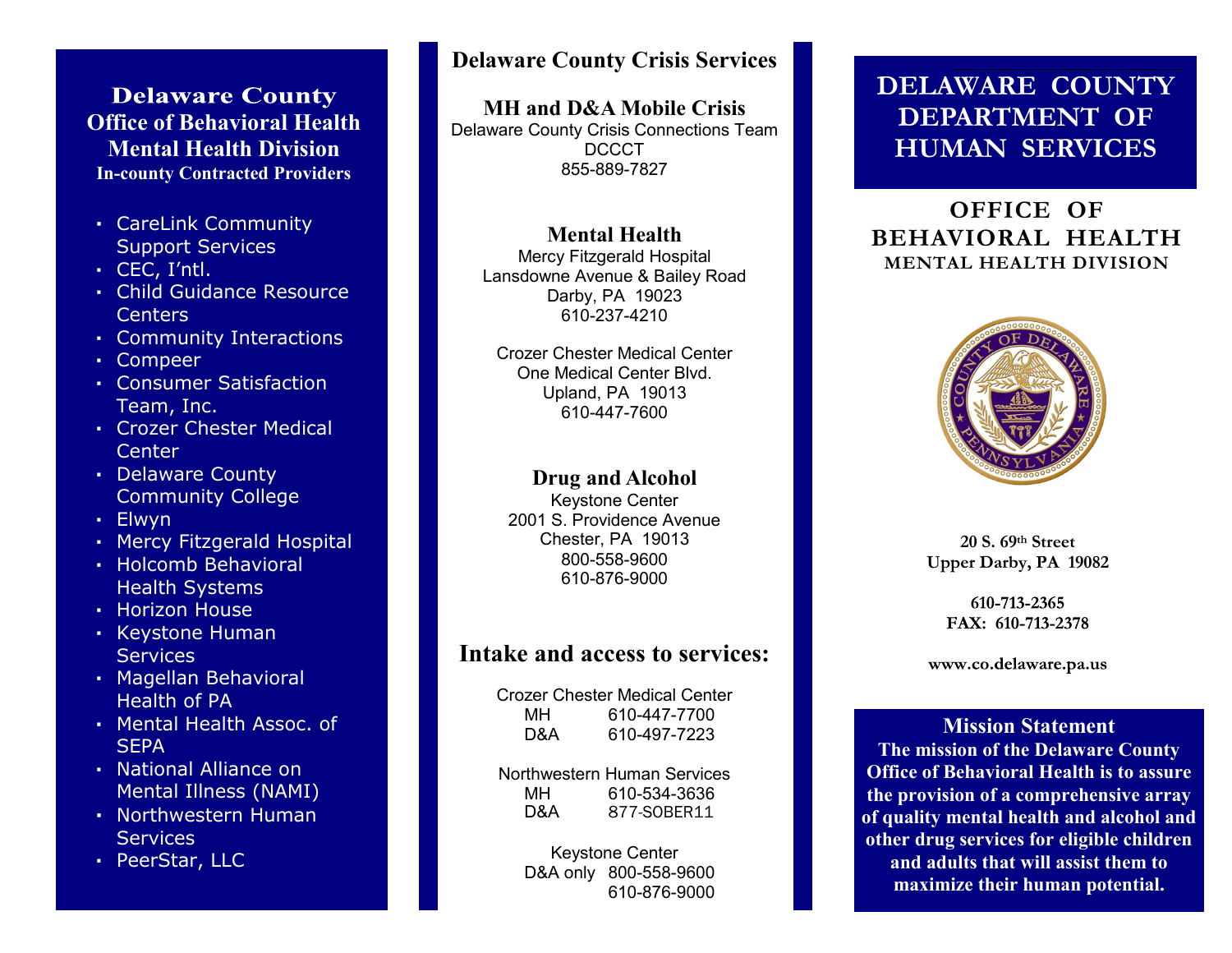## Delaware County
## Office of Behavioral Health
## Mental Health Division
**In-county Contracted Providers**

- CareLink Community Support Services
- CEC, I'ntl.
- Child Guidance Resource Centers
- Community Interactions
- Compeer
- Consumer Satisfaction Team, Inc.
- Crozer Chester Medical Center
- Delaware County Community College
- Elwyn
- Mercy Fitzgerald Hospital
- Holcomb Behavioral Health Systems
- Horizon House
- Keystone Human Services
- Magellan Behavioral Health of PA
- Mental Health Assoc. of SEPA
- National Alliance on Mental Illness (NAMI)
- Northwestern Human Services
- PeerStar, LLC

## Delaware County Crisis Services

### MH and D&A Mobile Crisis

Delaware County Crisis Connections Team
DCCCT
855-889-7827

### Mental Health

Mercy Fitzgerald Hospital
Lansdowne Avenue & Bailey Road
Darby, PA 19023
610-237-4210

Crozer Chester Medical Center
One Medical Center Blvd.
Upland, PA 19013
610-447-7600

### Drug and Alcohol

Keystone Center
2001 S. Providence Avenue
Chester, PA 19013
800-558-9600
610-876-9000

## Intake and access to services:

Crozer Chester Medical Center
MH 610-447-7700
D&A 610-497-7223

Northwestern Human Services
MH 610-534-3636
D&A 877-SOBER11

Keystone Center
D&A only 800-558-9600
610-876-9000

# DELAWARE COUNTY DEPARTMENT OF HUMAN SERVICES

## OFFICE OF BEHAVIORAL HEALTH
### MENTAL HEALTH DIVISION

**20 S. 69th Street**
**Upper Darby, PA 19082**

**610-713-2365**
**FAX: 610-713-2378**

**www.co.delaware.pa.us**

### Mission Statement

**The mission of the Delaware County Office of Behavioral Health is to assure the provision of a comprehensive array of quality mental health and alcohol and other drug services for eligible children and adults that will assist them to maximize their human potential.**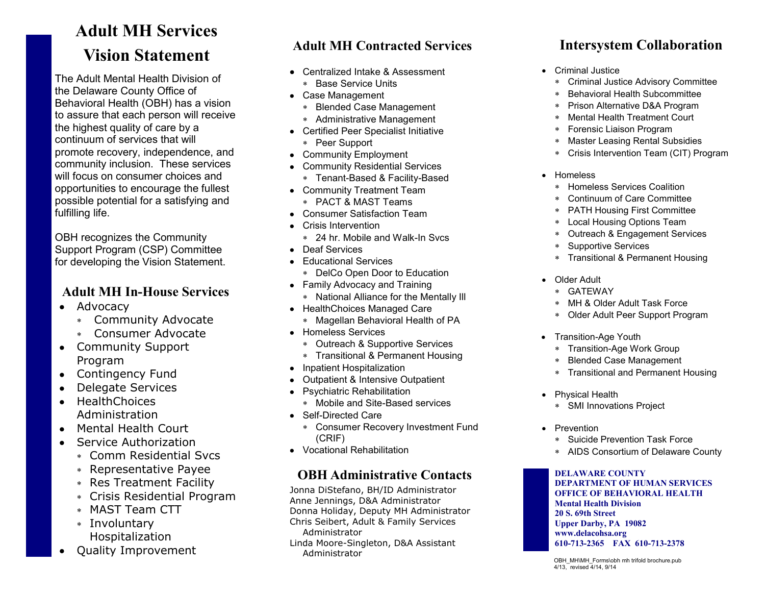# Adult MH Services Vision Statement

The Adult Mental Health Division of the Delaware County Office of Behavioral Health (OBH) has a vision to assure that each person will receive the highest quality of care by a continuum of services that will promote recovery, independence, and community inclusion. These services will focus on consumer choices and opportunities to encourage the fullest possible potential for a satisfying and fulfilling life.

OBH recognizes the Community Support Program (CSP) Committee for developing the Vision Statement.

## Adult MH In-House Services

- Advocacy
  - Community Advocate
  - Consumer Advocate
- Community Support Program
- Contingency Fund
- Delegate Services
- HealthChoices Administration
- Mental Health Court
- Service Authorization
  - Comm Residential Svcs
  - Representative Payee
  - Res Treatment Facility
  - Crisis Residential Program
  - MAST Team CTT
  - Involuntary Hospitalization
- Quality Improvement

## Adult MH Contracted Services

- Centralized Intake & Assessment
  - Base Service Units
- Case Management
  - Blended Case Management
  - Administrative Management
- Certified Peer Specialist Initiative
  - Peer Support
- Community Employment
- Community Residential Services
  - Tenant-Based & Facility-Based
- Community Treatment Team
  - PACT & MAST Teams
- Consumer Satisfaction Team
- Crisis Intervention
  - 24 hr. Mobile and Walk-In Svcs
- Deaf Services
- Educational Services
  - DelCo Open Door to Education
- Family Advocacy and Training
  - National Alliance for the Mentally Ill
- HealthChoices Managed Care
  - Magellan Behavioral Health of PA
- Homeless Services
  - Outreach & Supportive Services
  - Transitional & Permanent Housing
- Inpatient Hospitalization
- Outpatient & Intensive Outpatient
- Psychiatric Rehabilitation
  - Mobile and Site-Based services
- Self-Directed Care
  - Consumer Recovery Investment Fund (CRIF)
- Vocational Rehabilitation

## OBH Administrative Contacts

Jonna DiStefano, BH/ID Administrator
Anne Jennings, D&A Administrator
Donna Holiday, Deputy MH Administrator
Chris Seibert, Adult & Family Services Administrator
Linda Moore-Singleton, D&A Assistant Administrator

## Intersystem Collaboration

- Criminal Justice
  - Criminal Justice Advisory Committee
  - Behavioral Health Subcommittee
  - Prison Alternative D&A Program
  - Mental Health Treatment Court
  - Forensic Liaison Program
  - Master Leasing Rental Subsidies
  - Crisis Intervention Team (CIT) Program
- Homeless
  - Homeless Services Coalition
  - Continuum of Care Committee
  - PATH Housing First Committee
  - Local Housing Options Team
  - Outreach & Engagement Services
  - Supportive Services
  - Transitional & Permanent Housing
- Older Adult
  - GATEWAY
  - MH & Older Adult Task Force
  - Older Adult Peer Support Program
- Transition-Age Youth
  - Transition-Age Work Group
  - Blended Case Management
  - Transitional and Permanent Housing
- Physical Health
  - SMI Innovations Project
- Prevention
  - Suicide Prevention Task Force
  - AIDS Consortium of Delaware County

**DELAWARE COUNTY**
**DEPARTMENT OF HUMAN SERVICES**
**OFFICE OF BEHAVIORAL HEALTH**
**Mental Health Division**
**20 S. 69th Street**
**Upper Darby, PA 19082**
**www.delacohsa.org**
**610-713-2365 FAX 610-713-2378**

OBH_MH\MH_Forms\obh mh trifold brochure.pub
4/13, revised 4/14, 9/14